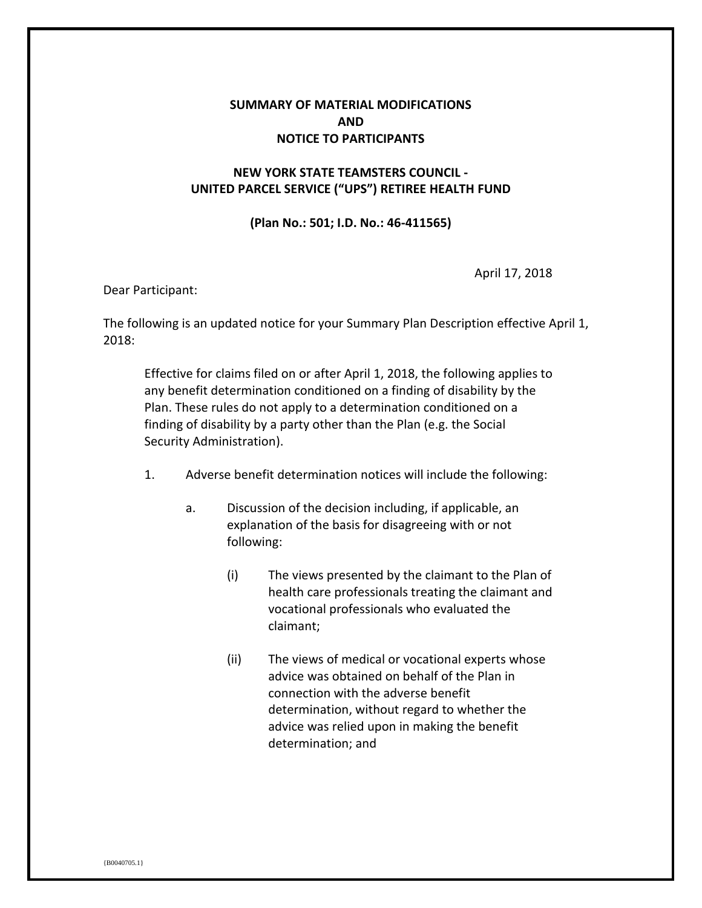# SUMMARY OF MATERIAL MODIFICATIONS AND NOTICE TO PARTICIPANTS

## NEW YORK STATE TEAMSTERS COUNCIL - UNITED PARCEL SERVICE ("UPS") RETIREE HEALTH FUND

**(Plan No.: 501; I.D. No.: 46-411565)**

April 17, 2018

Dear Participant:

The following is an updated notice for your Summary Plan Description effective April 1, 2018:

> Effective for claims filed on or after April 1, 2018, the following applies to any benefit determination conditioned on a finding of disability by the Plan. These rules do not apply to a determination conditioned on a finding of disability by a party other than the Plan (e.g. the Social Security Administration).
>
> 1. Adverse benefit determination notices will include the following:
>
>    a. Discussion of the decision including, if applicable, an explanation of the basis for disagreeing with or not following:
>
>       (i) The views presented by the claimant to the Plan of health care professionals treating the claimant and vocational professionals who evaluated the claimant;
>
>       (ii) The views of medical or vocational experts whose advice was obtained on behalf of the Plan in connection with the adverse benefit determination, without regard to whether the advice was relied upon in making the benefit determination; and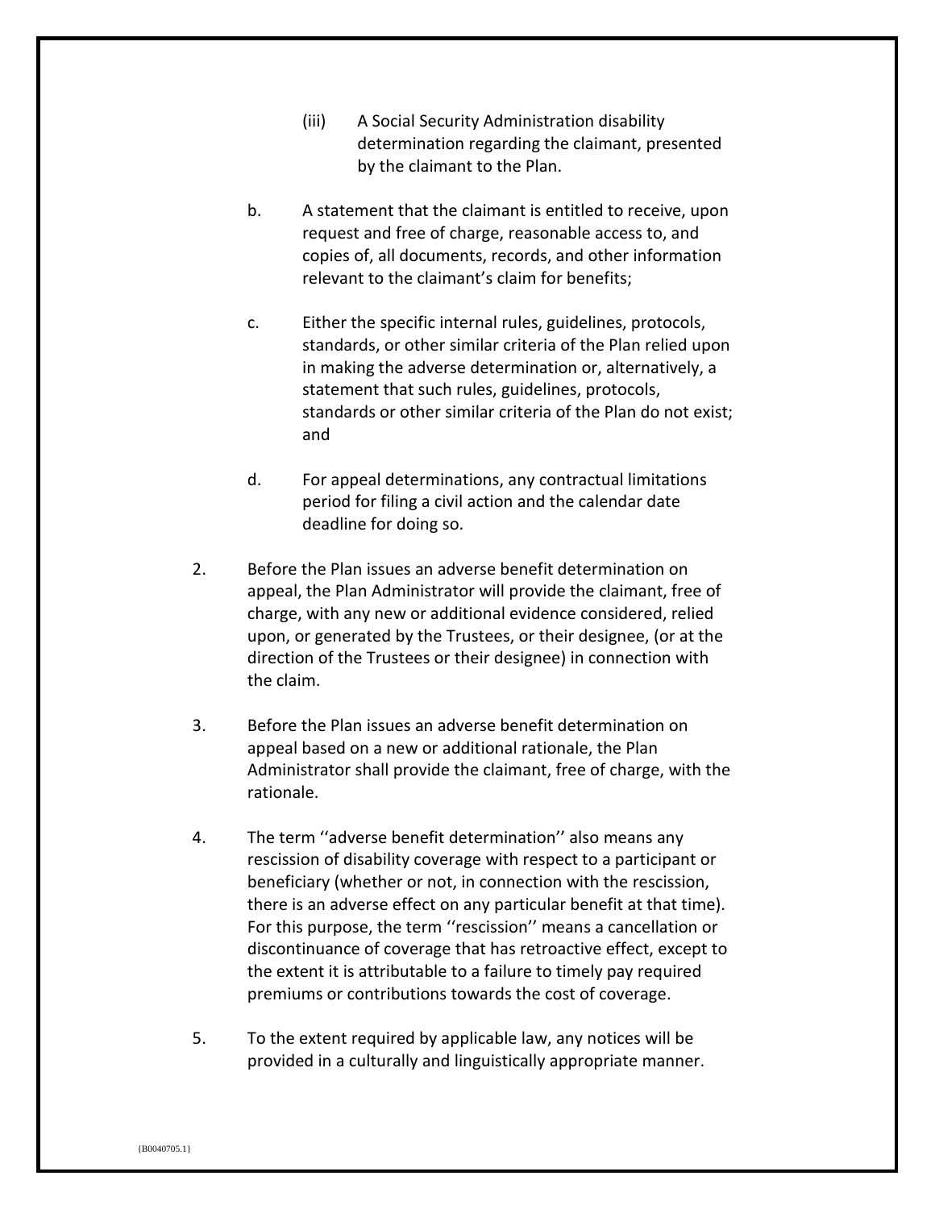(iii) A Social Security Administration disability determination regarding the claimant, presented by the claimant to the Plan.

b. A statement that the claimant is entitled to receive, upon request and free of charge, reasonable access to, and copies of, all documents, records, and other information relevant to the claimant's claim for benefits;

c. Either the specific internal rules, guidelines, protocols, standards, or other similar criteria of the Plan relied upon in making the adverse determination or, alternatively, a statement that such rules, guidelines, protocols, standards or other similar criteria of the Plan do not exist; and

d. For appeal determinations, any contractual limitations period for filing a civil action and the calendar date deadline for doing so.

2. Before the Plan issues an adverse benefit determination on appeal, the Plan Administrator will provide the claimant, free of charge, with any new or additional evidence considered, relied upon, or generated by the Trustees, or their designee, (or at the direction of the Trustees or their designee) in connection with the claim.

3. Before the Plan issues an adverse benefit determination on appeal based on a new or additional rationale, the Plan Administrator shall provide the claimant, free of charge, with the rationale.

4. The term ''adverse benefit determination'' also means any rescission of disability coverage with respect to a participant or beneficiary (whether or not, in connection with the rescission, there is an adverse effect on any particular benefit at that time). For this purpose, the term ''rescission'' means a cancellation or discontinuance of coverage that has retroactive effect, except to the extent it is attributable to a failure to timely pay required premiums or contributions towards the cost of coverage.

5. To the extent required by applicable law, any notices will be provided in a culturally and linguistically appropriate manner.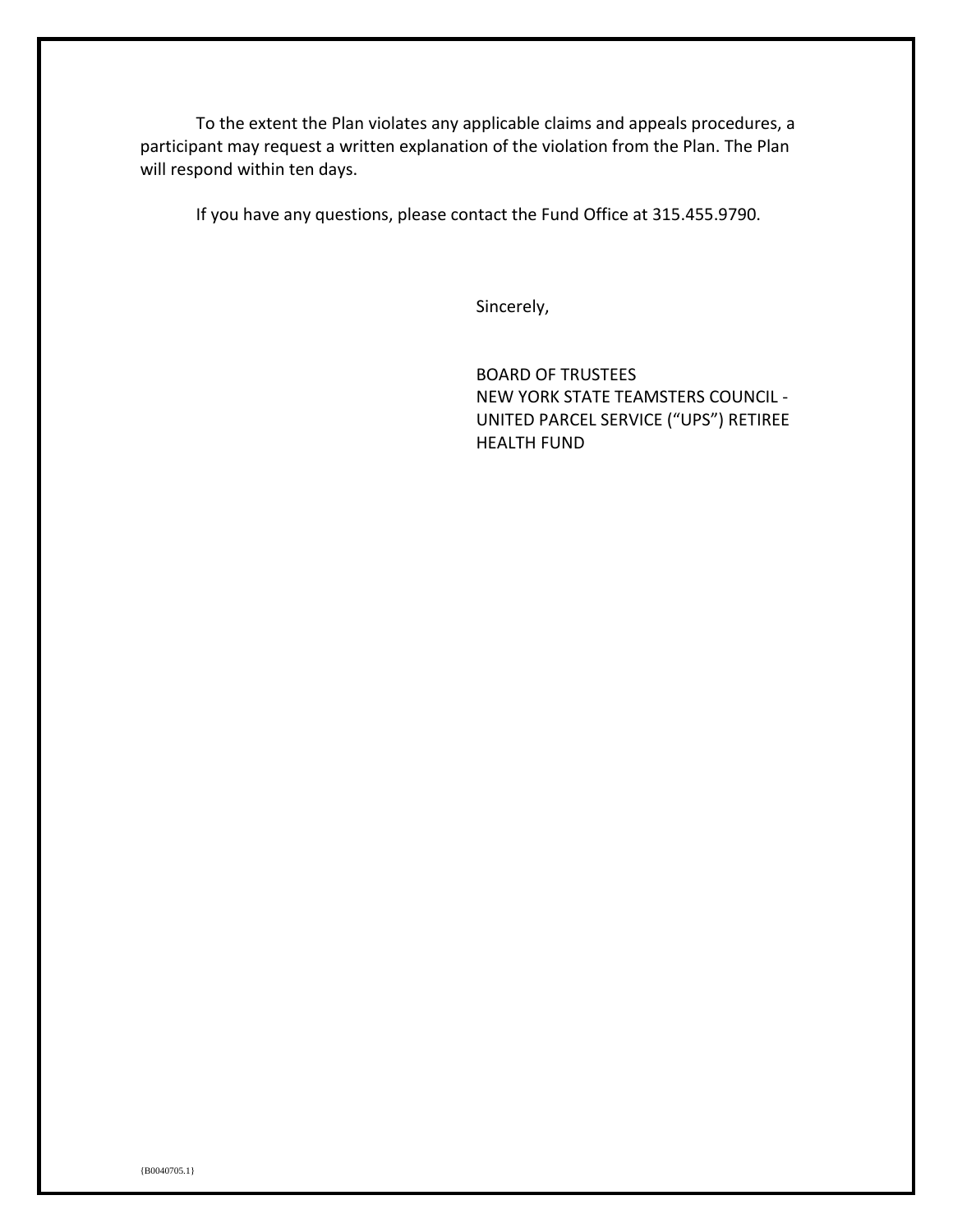To the extent the Plan violates any applicable claims and appeals procedures, a participant may request a written explanation of the violation from the Plan. The Plan will respond within ten days.

If you have any questions, please contact the Fund Office at 315.455.9790.

Sincerely,

BOARD OF TRUSTEES
NEW YORK STATE TEAMSTERS COUNCIL - UNITED PARCEL SERVICE ("UPS") RETIREE HEALTH FUND

{B0040705.1}